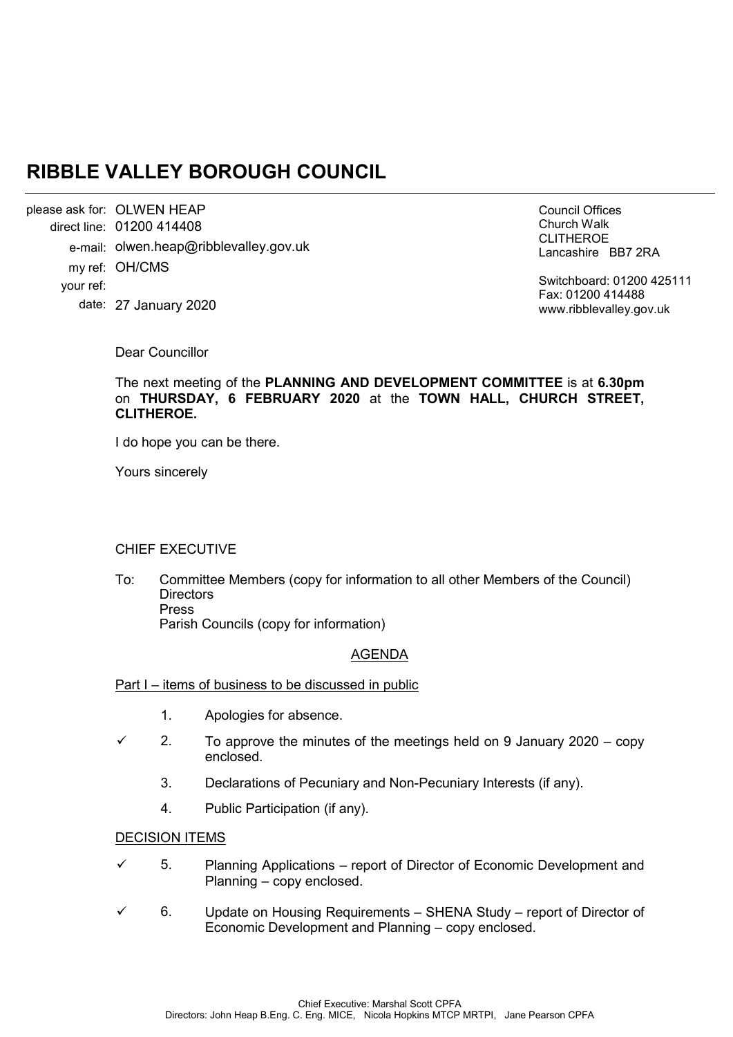# RIBBLE VALLEY BOROUGH COUNCIL

please ask for: OLWEN HEAP
direct line: 01200 414408
e-mail: olwen.heap@ribblevalley.gov.uk
my ref: OH/CMS
your ref:
date: 27 January 2020

Council Offices
Church Walk
CLITHEROE
Lancashire BB7 2RA

Switchboard: 01200 425111
Fax: 01200 414488
www.ribblevalley.gov.uk

Dear Councillor

The next meeting of the **PLANNING AND DEVELOPMENT COMMITTEE** is at **6.30pm** on **THURSDAY, 6 FEBRUARY 2020** at the **TOWN HALL, CHURCH STREET, CLITHEROE.**

I do hope you can be there.

Yours sincerely

CHIEF EXECUTIVE

To: Committee Members (copy for information to all other Members of the Council)
Directors
Press
Parish Councils (copy for information)

<u>AGENDA</u>

<u>Part I – items of business to be discussed in public</u>

1. Apologies for absence.

✓ 2. To approve the minutes of the meetings held on 9 January 2020 – copy enclosed.

3. Declarations of Pecuniary and Non-Pecuniary Interests (if any).

4. Public Participation (if any).

<u>DECISION ITEMS</u>

✓ 5. Planning Applications – report of Director of Economic Development and Planning – copy enclosed.

✓ 6. Update on Housing Requirements – SHENA Study – report of Director of Economic Development and Planning – copy enclosed.

Chief Executive: Marshal Scott CPFA
Directors: John Heap B.Eng. C. Eng. MICE, Nicola Hopkins MTCP MRTPI, Jane Pearson CPFA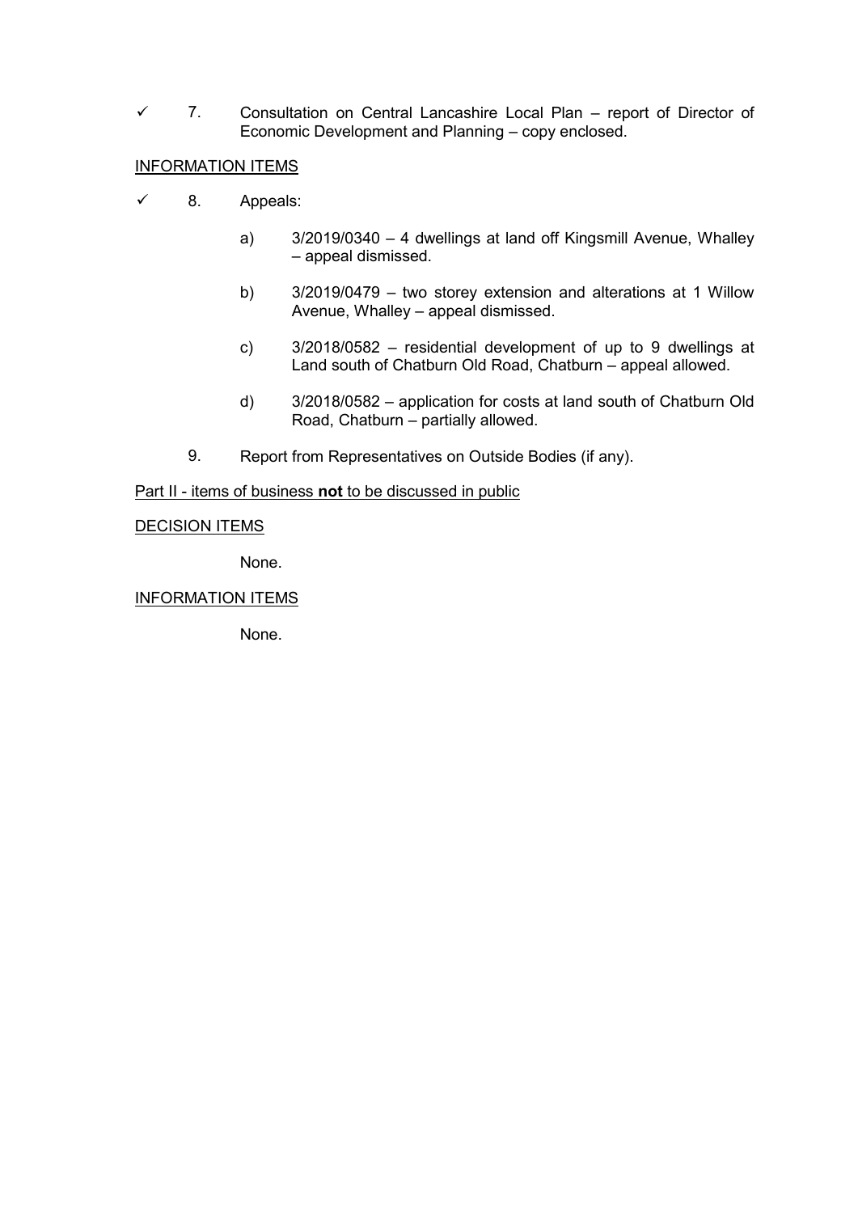✓ 7. Consultation on Central Lancashire Local Plan – report of Director of Economic Development and Planning – copy enclosed.

INFORMATION ITEMS

✓ 8. Appeals:

a) 3/2019/0340 – 4 dwellings at land off Kingsmill Avenue, Whalley – appeal dismissed.

b) 3/2019/0479 – two storey extension and alterations at 1 Willow Avenue, Whalley – appeal dismissed.

c) 3/2018/0582 – residential development of up to 9 dwellings at Land south of Chatburn Old Road, Chatburn – appeal allowed.

d) 3/2018/0582 – application for costs at land south of Chatburn Old Road, Chatburn – partially allowed.

9. Report from Representatives on Outside Bodies (if any).

Part II - items of business **not** to be discussed in public

DECISION ITEMS

None.

INFORMATION ITEMS

None.